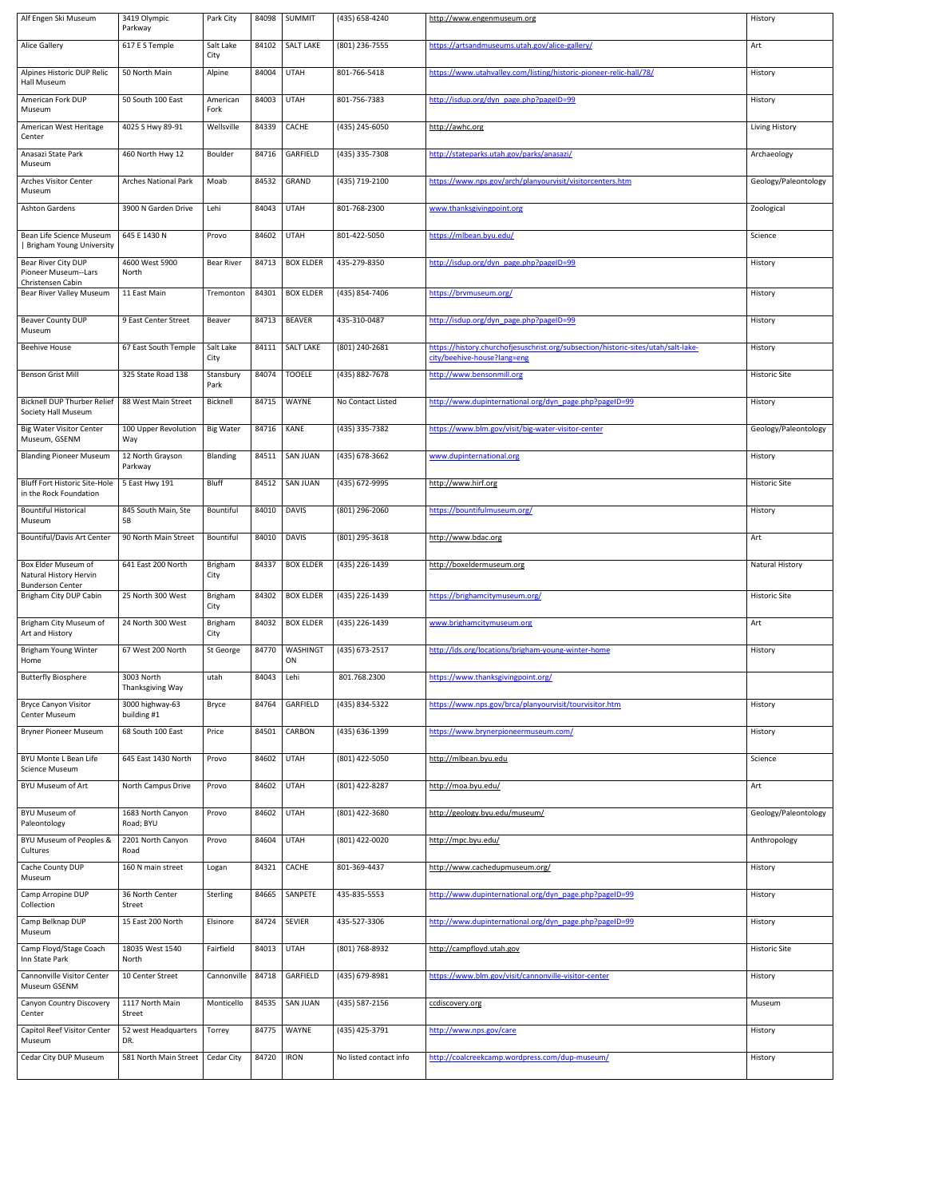| Alf Engen Ski Museum | 3419 Olympic Parkway | Park City | 84098 | SUMMIT | (435) 658-4240 | http://www.engenmuseum.org | History |
|---|---|---|---|---|---|---|---|
| Alice Gallery | 617 E S Temple | Salt Lake City | 84102 | SALT LAKE | (801) 236-7555 | https://artsandmuseums.utah.gov/alice-gallery/ | Art |
| Alpines Historic DUP Relic Hall Museum | 50 North Main | Alpine | 84004 | UTAH | 801-766-5418 | https://www.utahvalley.com/listing/historic-pioneer-relic-hall/78/ | History |
| American Fork DUP Museum | 50 South 100 East | American Fork | 84003 | UTAH | 801-756-7383 | http://isdup.org/dyn_page.php?pageID=99 | History |
| American West Heritage Center | 4025 S Hwy 89-91 | Wellsville | 84339 | CACHE | (435) 245-6050 | http://awhc.org | Living History |
| Anasazi State Park Museum | 460 North Hwy 12 | Boulder | 84716 | GARFIELD | (435) 335-7308 | http://stateparks.utah.gov/parks/anasazi/ | Archaeology |
| Arches Visitor Center Museum | Arches National Park | Moab | 84532 | GRAND | (435) 719-2100 | https://www.nps.gov/arch/planyourvisit/visitorcenters.htm | Geology/Paleontology |
| Ashton Gardens | 3900 N Garden Drive | Lehi | 84043 | UTAH | 801-768-2300 | www.thanksgivingpoint.org | Zoological |
| Bean Life Science Museum \| Brigham Young University | 645 E 1430 N | Provo | 84602 | UTAH | 801-422-5050 | https://mlbean.byu.edu/ | Science |
| Bear River City DUP Pioneer Museum--Lars Christensen Cabin | 4600 West 5900 North | Bear River | 84713 | BOX ELDER | 435-279-8350 | http://isdup.org/dyn_page.php?pageID=99 | History |
| Bear River Valley Museum | 11 East Main | Tremonton | 84301 | BOX ELDER | (435) 854-7406 | https://brvmuseum.org/ | History |
| Beaver County DUP Museum | 9 East Center Street | Beaver | 84713 | BEAVER | 435-310-0487 | http://isdup.org/dyn_page.php?pageID=99 | History |
| Beehive House | 67 East South Temple | Salt Lake City | 84111 | SALT LAKE | (801) 240-2681 | https://history.churchofjesuschrist.org/subsection/historic-sites/utah/salt-lake-city/beehive-house?lang=eng | History |
| Benson Grist Mill | 325 State Road 138 | Stansbury Park | 84074 | TOOELE | (435) 882-7678 | http://www.bensonmill.org | Historic Site |
| Bicknell DUP Thurber Relief Society Hall Museum | 88 West Main Street | Bicknell | 84715 | WAYNE | No Contact Listed | http://www.dupinternational.org/dyn_page.php?pageID=99 | History |
| Big Water Visitor Center Museum, GSENM | 100 Upper Revolution Way | Big Water | 84716 | KANE | (435) 335-7382 | https://www.blm.gov/visit/big-water-visitor-center | Geology/Paleontology |
| Blanding Pioneer Museum | 12 North Grayson Parkway | Blanding | 84511 | SAN JUAN | (435) 678-3662 | www.dupinternational.org | History |
| Bluff Fort Historic Site-Hole in the Rock Foundation | 5 East Hwy 191 | Bluff | 84512 | SAN JUAN | (435) 672-9995 | http://www.hirf.org | Historic Site |
| Bountiful Historical Museum | 845 South Main, Ste 5B | Bountiful | 84010 | DAVIS | (801) 296-2060 | https://bountifulmuseum.org/ | History |
| Bountiful/Davis Art Center | 90 North Main Street | Bountiful | 84010 | DAVIS | (801) 295-3618 | http://www.bdac.org | Art |
| Box Elder Museum of Natural History Hervin Bunderson Center | 641 East 200 North | Brigham City | 84337 | BOX ELDER | (435) 226-1439 | http://boxeldermuseum.org | Natural History |
| Brigham City DUP Cabin | 25 North 300 West | Brigham City | 84302 | BOX ELDER | (435) 226-1439 | https://brighamcitymuseum.org/ | Historic Site |
| Brigham City Museum of Art and History | 24 North 300 West | Brigham City | 84032 | BOX ELDER | (435) 226-1439 | www.brighamcitymuseum.org | Art |
| Brigham Young Winter Home | 67 West 200 North | St George | 84770 | WASHINGTON | (435) 673-2517 | http://lds.org/locations/brigham-young-winter-home | History |
| Butterfly Biosphere | 3003 North Thanksgiving Way | utah | 84043 | Lehi | 801.768.2300 | https://www.thanksgivingpoint.org/ | |
| Bryce Canyon Visitor Center Museum | 3000 highway-63 building #1 | Bryce | 84764 | GARFIELD | (435) 834-5322 | https://www.nps.gov/brca/planyourvisit/tourvisitor.htm | History |
| Bryner Pioneer Museum | 68 South 100 East | Price | 84501 | CARBON | (435) 636-1399 | https://www.brynerpioneermuseum.com/ | History |
| BYU Monte L Bean Life Science Museum | 645 East 1430 North | Provo | 84602 | UTAH | (801) 422-5050 | http://mlbean.byu.edu | Science |
| BYU Museum of Art | North Campus Drive | Provo | 84602 | UTAH | (801) 422-8287 | http://moa.byu.edu/ | Art |
| BYU Museum of Paleontology | 1683 North Canyon Road; BYU | Provo | 84602 | UTAH | (801) 422-3680 | http://geology.byu.edu/museum/ | Geology/Paleontology |
| BYU Museum of Peoples & Cultures | 2201 North Canyon Road | Provo | 84604 | UTAH | (801) 422-0020 | http://mpc.byu.edu/ | Anthropology |
| Cache County DUP Museum | 160 N main street | Logan | 84321 | CACHE | 801-369-4437 | http://www.cachedupmuseum.org/ | History |
| Camp Arropine DUP Collection | 36 North Center Street | Sterling | 84665 | SANPETE | 435-835-5553 | http://www.dupinternational.org/dyn_page.php?pageID=99 | History |
| Camp Belknap DUP Museum | 15 East 200 North | Elsinore | 84724 | SEVIER | 435-527-3306 | http://www.dupinternational.org/dyn_page.php?pageID=99 | History |
| Camp Floyd/Stage Coach Inn State Park | 18035 West 1540 North | Fairfield | 84013 | UTAH | (801) 768-8932 | http://campfloyd.utah.gov | Historic Site |
| Cannonville Visitor Center Museum GSENM | 10 Center Street | Cannonville | 84718 | GARFIELD | (435) 679-8981 | https://www.blm.gov/visit/cannonville-visitor-center | History |
| Canyon Country Discovery Center | 1117 North Main Street | Monticello | 84535 | SAN JUAN | (435) 587-2156 | ccdiscovery.org | Museum |
| Capitol Reef Visitor Center Museum | 52 west Headquarters DR. | Torrey | 84775 | WAYNE | (435) 425-3791 | http://www.nps.gov/care | History |
| Cedar City DUP Museum | 581 North Main Street | Cedar City | 84720 | IRON | No listed contact info | http://coalcreekcamp.wordpress.com/dup-museum/ | History |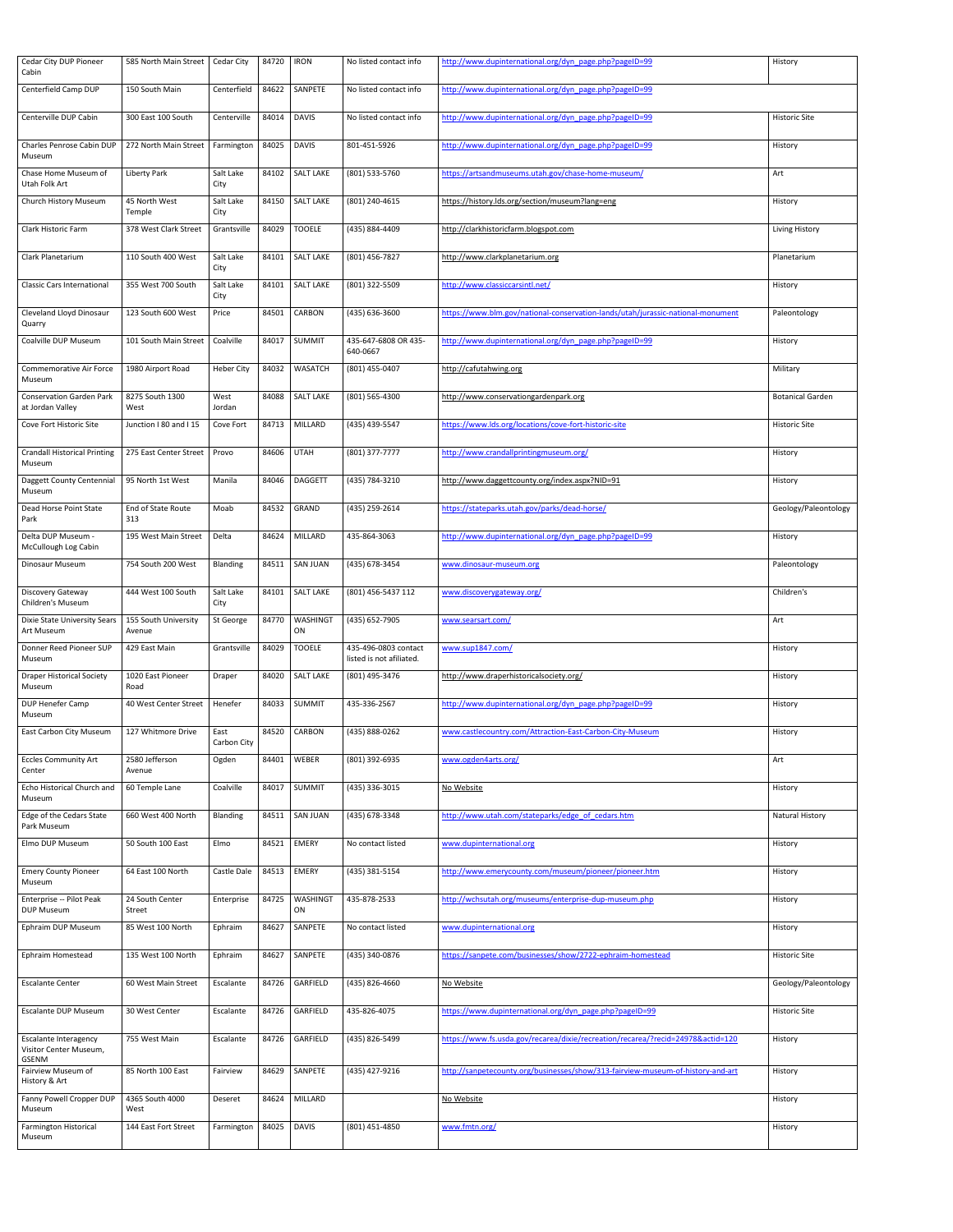| Cedar City DUP Pioneer Cabin | 585 North Main Street | Cedar City | 84720 | IRON | No listed contact info | http://www.dupinternational.org/dyn_page.php?pageID=99 | History |
|---|---|---|---|---|---|---|---|
| Centerfield Camp DUP | 150 South Main | Centerfield | 84622 | SANPETE | No listed contact info | http://www.dupinternational.org/dyn_page.php?pageID=99 | |
| Centerville DUP Cabin | 300 East 100 South | Centerville | 84014 | DAVIS | No listed contact info | http://www.dupinternational.org/dyn_page.php?pageID=99 | Historic Site |
| Charles Penrose Cabin DUP Museum | 272 North Main Street | Farmington | 84025 | DAVIS | 801-451-5926 | http://www.dupinternational.org/dyn_page.php?pageID=99 | History |
| Chase Home Museum of Utah Folk Art | Liberty Park | Salt Lake City | 84102 | SALT LAKE | (801) 533-5760 | https://artsandmuseums.utah.gov/chase-home-museum/ | Art |
| Church History Museum | 45 North West Temple | Salt Lake City | 84150 | SALT LAKE | (801) 240-4615 | https://history.lds.org/section/museum?lang=eng | History |
| Clark Historic Farm | 378 West Clark Street | Grantsville | 84029 | TOOELE | (435) 884-4409 | http://clarkhistoricfarm.blogspot.com | Living History |
| Clark Planetarium | 110 South 400 West | Salt Lake City | 84101 | SALT LAKE | (801) 456-7827 | http://www.clarkplanetarium.org | Planetarium |
| Classic Cars International | 355 West 700 South | Salt Lake City | 84101 | SALT LAKE | (801) 322-5509 | http://www.classiccarsintl.net/ | History |
| Cleveland Lloyd Dinosaur Quarry | 123 South 600 West | Price | 84501 | CARBON | (435) 636-3600 | https://www.blm.gov/national-conservation-lands/utah/jurassic-national-monument | Paleontology |
| Coalville DUP Museum | 101 South Main Street | Coalville | 84017 | SUMMIT | 435-647-6808 OR 435-640-0667 | http://www.dupinternational.org/dyn_page.php?pageID=99 | History |
| Commemorative Air Force Museum | 1980 Airport Road | Heber City | 84032 | WASATCH | (801) 455-0407 | http://cafutahwing.org | Military |
| Conservation Garden Park at Jordan Valley | 8275 South 1300 West | West Jordan | 84088 | SALT LAKE | (801) 565-4300 | http://www.conservationgardenpark.org | Botanical Garden |
| Cove Fort Historic Site | Junction I 80 and I 15 | Cove Fort | 84713 | MILLARD | (435) 439-5547 | https://www.lds.org/locations/cove-fort-historic-site | Historic Site |
| Crandall Historical Printing Museum | 275 East Center Street | Provo | 84606 | UTAH | (801) 377-7777 | http://www.crandallprintingmuseum.org/ | History |
| Daggett County Centennial Museum | 95 North 1st West | Manila | 84046 | DAGGETT | (435) 784-3210 | http://www.daggettcounty.org/index.aspx?NID=91 | History |
| Dead Horse Point State Park | End of State Route 313 | Moab | 84532 | GRAND | (435) 259-2614 | https://stateparks.utah.gov/parks/dead-horse/ | Geology/Paleontology |
| Delta DUP Museum - McCullough Log Cabin | 195 West Main Street | Delta | 84624 | MILLARD | 435-864-3063 | http://www.dupinternational.org/dyn_page.php?pageID=99 | History |
| Dinosaur Museum | 754 South 200 West | Blanding | 84511 | SAN JUAN | (435) 678-3454 | www.dinosaur-museum.org | Paleontology |
| Discovery Gateway Children's Museum | 444 West 100 South | Salt Lake City | 84101 | SALT LAKE | (801) 456-5437 112 | www.discoverygateway.org/ | Children's |
| Dixie State University Sears Art Museum | 155 South University Avenue | St George | 84770 | WASHINGTON | (435) 652-7905 | www.searsart.com/ | Art |
| Donner Reed Pioneer SUP Museum | 429 East Main | Grantsville | 84029 | TOOELE | 435-496-0803 contact listed is not afiliated. | www.sup1847.com/ | History |
| Draper Historical Society Museum | 1020 East Pioneer Road | Draper | 84020 | SALT LAKE | (801) 495-3476 | http://www.draperhistoricalsociety.org/ | History |
| DUP Henefer Camp Museum | 40 West Center Street | Henefer | 84033 | SUMMIT | 435-336-2567 | http://www.dupinternational.org/dyn_page.php?pageID=99 | History |
| East Carbon City Museum | 127 Whitmore Drive | East Carbon City | 84520 | CARBON | (435) 888-0262 | www.castlecountry.com/Attraction-East-Carbon-City-Museum | History |
| Eccles Community Art Center | 2580 Jefferson Avenue | Ogden | 84401 | WEBER | (801) 392-6935 | www.ogden4arts.org/ | Art |
| Echo Historical Church and Museum | 60 Temple Lane | Coalville | 84017 | SUMMIT | (435) 336-3015 | No Website | History |
| Edge of the Cedars State Park Museum | 660 West 400 North | Blanding | 84511 | SAN JUAN | (435) 678-3348 | http://www.utah.com/stateparks/edge_of_cedars.htm | Natural History |
| Elmo DUP Museum | 50 South 100 East | Elmo | 84521 | EMERY | No contact listed | www.dupinternational.org | History |
| Emery County Pioneer Museum | 64 East 100 North | Castle Dale | 84513 | EMERY | (435) 381-5154 | http://www.emerycounty.com/museum/pioneer/pioneer.htm | History |
| Enterprise -- Pilot Peak DUP Museum | 24 South Center Street | Enterprise | 84725 | WASHINGTON | 435-878-2533 | http://wchsutah.org/museums/enterprise-dup-museum.php | History |
| Ephraim DUP Museum | 85 West 100 North | Ephraim | 84627 | SANPETE | No contact listed | www.dupinternational.org | History |
| Ephraim Homestead | 135 West 100 North | Ephraim | 84627 | SANPETE | (435) 340-0876 | https://sanpete.com/businesses/show/2722-ephraim-homestead | Historic Site |
| Escalante Center | 60 West Main Street | Escalante | 84726 | GARFIELD | (435) 826-4660 | No Website | Geology/Paleontology |
| Escalante DUP Museum | 30 West Center | Escalante | 84726 | GARFIELD | 435-826-4075 | https://www.dupinternational.org/dyn_page.php?pageID=99 | Historic Site |
| Escalante Interagency Visitor Center Museum, GSENM | 755 West Main | Escalante | 84726 | GARFIELD | (435) 826-5499 | https://www.fs.usda.gov/recarea/dixie/recreation/recarea/?recid=24978&actid=120 | History |
| Fairview Museum of History & Art | 85 North 100 East | Fairview | 84629 | SANPETE | (435) 427-9216 | http://sanpetecounty.org/businesses/show/313-fairview-museum-of-history-and-art | History |
| Fanny Powell Cropper DUP Museum | 4365 South 4000 West | Deseret | 84624 | MILLARD | | No Website | History |
| Farmington Historical Museum | 144 East Fort Street | Farmington | 84025 | DAVIS | (801) 451-4850 | www.fmtn.org/ | History |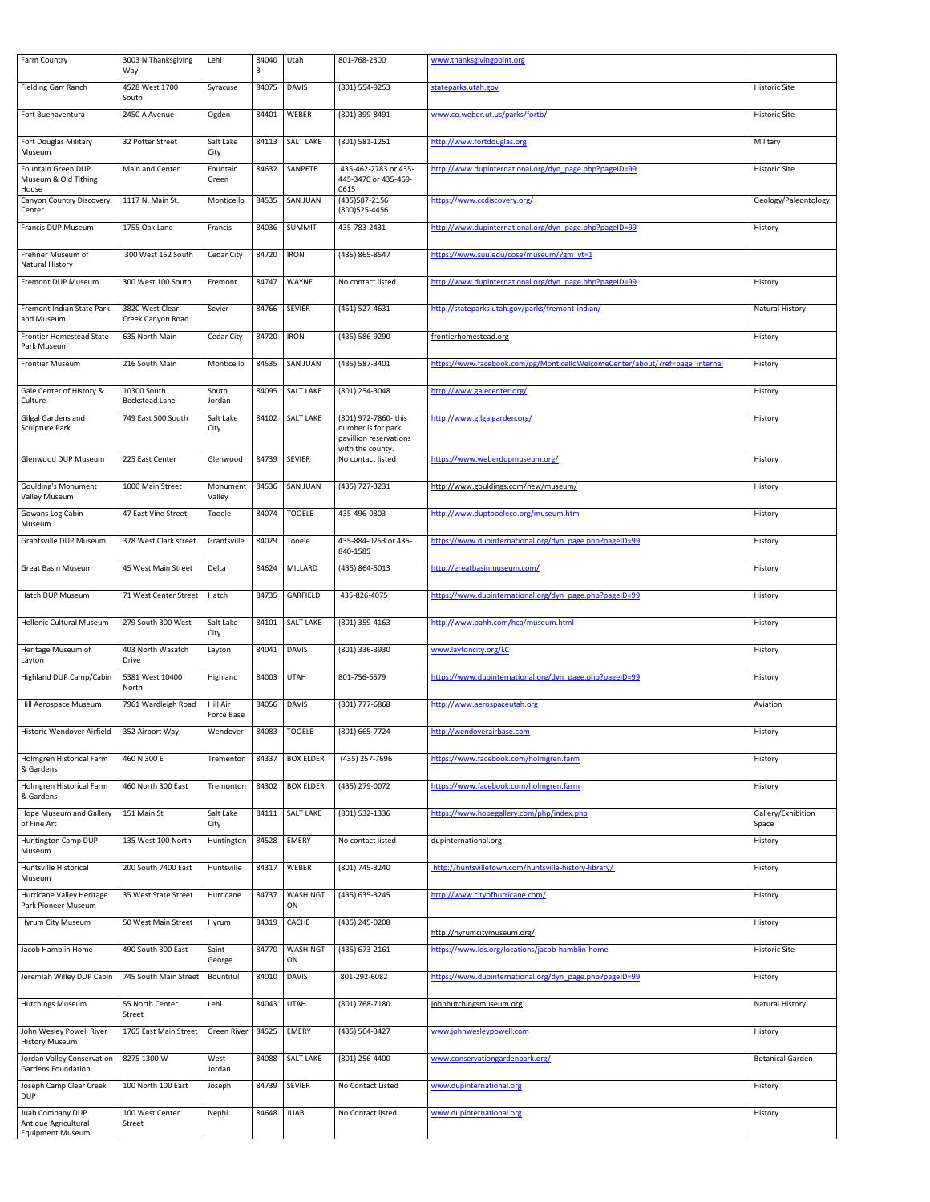| Farm Country | 3003 N Thanksgiving Way | Lehi | 84043 | Utah | 801-768-2300 | www.thanksgivingpoint.org | |
|---|---|---|---|---|---|---|---|
| Fielding Garr Ranch | 4528 West 1700 South | Syracuse | 84075 | DAVIS | (801) 554-9253 | stateparks.utah.gov | Historic Site |
| Fort Buenaventura | 2450 A Avenue | Ogden | 84401 | WEBER | (801) 399-8491 | www.co.weber.ut.us/parks/fortb/ | Historic Site |
| Fort Douglas Military Museum | 32 Potter Street | Salt Lake City | 84113 | SALT LAKE | (801) 581-1251 | http://www.fortdouglas.org | Military |
| Fountain Green DUP Museum & Old Tithing House | Main and Center | Fountain Green | 84632 | SANPETE | 435-462-2783 or 435-445-3470 or 435-469-0615 | http://www.dupinternational.org/dyn_page.php?pageID=99 | Historic Site |
| Canyon Country Discovery Center | 1117 N. Main St. | Monticello | 84535 | SAN JUAN | (435)587-2156 (800)525-4456 | https://www.ccdiscovery.org/ | Geology/Paleontology |
| Francis DUP Museum | 1755 Oak Lane | Francis | 84036 | SUMMIT | 435-783-2431 | http://www.dupinternational.org/dyn_page.php?pageID=99 | History |
| Frehner Museum of Natural History | 300 West 162 South | Cedar City | 84720 | IRON | (435) 865-8547 | https://www.suu.edu/cose/museum/?gm_vt=1 | |
| Fremont DUP Museum | 300 West 100 South | Fremont | 84747 | WAYNE | No contact listed | http://www.dupinternational.org/dyn_page.php?pageID=99 | History |
| Fremont Indian State Park and Museum | 3820 West Clear Creek Canyon Road | Sevier | 84766 | SEVIER | (451) 527-4631 | http://stateparks.utah.gov/parks/fremont-indian/ | Natural History |
| Frontier Homestead State Park Museum | 635 North Main | Cedar City | 84720 | IRON | (435) 586-9290 | frontierhomestead.org | History |
| Frontier Museum | 216 South Main | Monticello | 84535 | SAN JUAN | (435) 587-3401 | https://www.facebook.com/pg/MonticelloWelcomeCenter/about/?ref=page_internal | History |
| Gale Center of History & Culture | 10300 South Beckstead Lane | South Jordan | 84095 | SALT LAKE | (801) 254-3048 | http://www.galecenter.org/ | History |
| Gilgal Gardens and Sculpture Park | 749 East 500 South | Salt Lake City | 84102 | SALT LAKE | (801) 972-7860- this number is for park pavillion reservations with the county. | http://www.gilgalgarden.org/ | History |
| Glenwood DUP Museum | 225 East Center | Glenwood | 84739 | SEVIER | No contact listed | https://www.weberdupmuseum.org/ | History |
| Goulding's Monument Valley Museum | 1000 Main Street | Monument Valley | 84536 | SAN JUAN | (435) 727-3231 | http://www.gouldings.com/new/museum/ | History |
| Gowans Log Cabin Museum | 47 East Vine Street | Tooele | 84074 | TOOELE | 435-496-0803 | http://www.duptooeleco.org/museum.htm | History |
| Grantsville DUP Museum | 378 West Clark street | Grantsville | 84029 | Tooele | 435-884-0253 or 435-840-1585 | https://www.dupinternational.org/dyn_page.php?pageID=99 | History |
| Great Basin Museum | 45 West Main Street | Delta | 84624 | MILLARD | (435) 864-5013 | http://greatbasinmuseum.com/ | History |
| Hatch DUP Museum | 71 West Center Street | Hatch | 84735 | GARFIELD | 435-826-4075 | https://www.dupinternational.org/dyn_page.php?pageID=99 | History |
| Hellenic Cultural Museum | 279 South 300 West | Salt Lake City | 84101 | SALT LAKE | (801) 359-4163 | http://www.pahh.com/hca/museum.html | History |
| Heritage Museum of Layton | 403 North Wasatch Drive | Layton | 84041 | DAVIS | (801) 336-3930 | www.laytoncity.org/LC | History |
| Highland DUP Camp/Cabin | 5381 West 10400 North | Highland | 84003 | UTAH | 801-756-6579 | https://www.dupinternational.org/dyn_page.php?pageID=99 | History |
| Hill Aerospace Museum | 7961 Wardleigh Road | Hill Air Force Base | 84056 | DAVIS | (801) 777-6868 | http://www.aerospaceutah.org | Aviation |
| Historic Wendover Airfield | 352 Airport Way | Wendover | 84083 | TOOELE | (801) 665-7724 | http://wendoverairbase.com | History |
| Holmgren Historical Farm & Gardens | 460 N 300 E | Tremonton | 84337 | BOX ELDER | (435) 257-7696 | https://www.facebook.com/holmgren.farm | History |
| Holmgren Historical Farm & Gardens | 460 North 300 East | Tremonton | 84302 | BOX ELDER | (435) 279-0072 | https://www.facebook.com/holmgren.farm | History |
| Hope Museum and Gallery of Fine Art | 151 Main St | Salt Lake City | 84111 | SALT LAKE | (801) 532-1336 | https://www.hopegallery.com/php/index.php | Gallery/Exhibition Space |
| Huntington Camp DUP Museum | 135 West 100 North | Huntington | 84528 | EMERY | No contact listed | dupinternational.org | History |
| Huntsville Historical Museum | 200 South 7400 East | Huntsville | 84317 | WEBER | (801) 745-3240 | http://huntsvilletown.com/huntsville-history-library/ | History |
| Hurricane Valley Heritage Park Pioneer Museum | 35 West State Street | Hurricane | 84737 | WASHINGTON | (435) 635-3245 | http://www.cityofhurricane.com/ | History |
| Hyrum City Museum | 50 West Main Street | Hyrum | 84319 | CACHE | (435) 245-0208 | http://hyrumcitymuseum.org/ | History |
| Jacob Hamblin Home | 490 South 300 East | Saint George | 84770 | WASHINGTON | (435) 673-2161 | https://www.lds.org/locations/jacob-hamblin-home | Historic Site |
| Jeremiah Willey DUP Cabin | 745 South Main Street | Bountiful | 84010 | DAVIS | 801-292-6082 | https://www.dupinternational.org/dyn_page.php?pageID=99 | History |
| Hutchings Museum | 55 North Center Street | Lehi | 84043 | UTAH | (801) 768-7180 | johnhutchingsmuseum.org | Natural History |
| John Wesley Powell River History Museum | 1765 East Main Street | Green River | 84525 | EMERY | (435) 564-3427 | www.johnwesleypowell.com | History |
| Jordan Valley Conservation Gardens Foundation | 8275 1300 W | West Jordan | 84088 | SALT LAKE | (801) 256-4400 | www.conservationgardenpark.org/ | Botanical Garden |
| Joseph Camp Clear Creek DUP | 100 North 100 East | Joseph | 84739 | SEVIER | No Contact Listed | www.dupinternational.org | History |
| Juab Company DUP Antique Agricultural Equipment Museum | 100 West Center Street | Nephi | 84648 | JUAB | No Contact listed | www.dupinternational.org | History |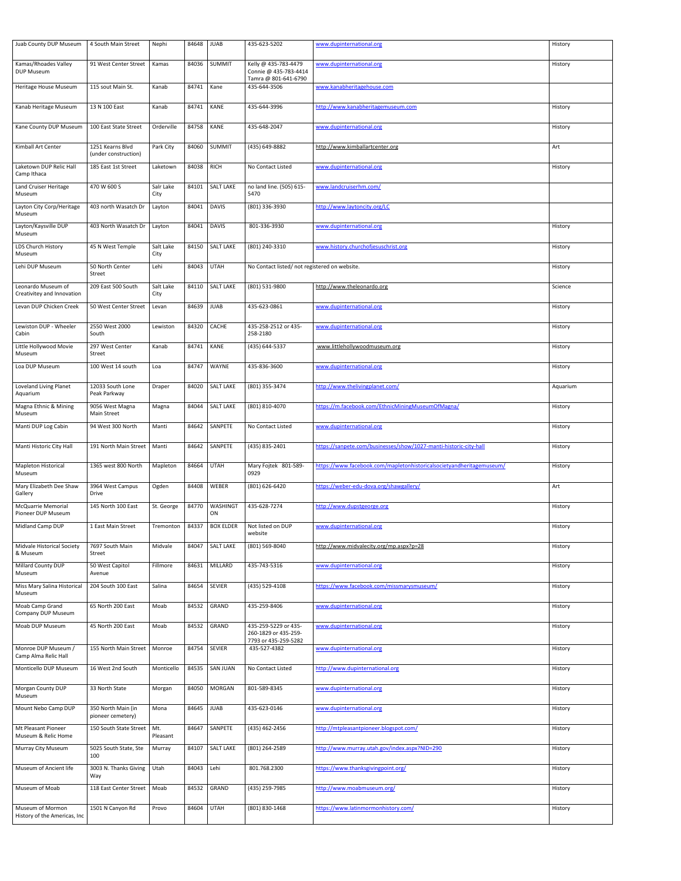| Juab County DUP Museum | 4 South Main Street | Nephi | 84648 | JUAB | 435-623-5202 | www.dupinternational.org | History |
|---|---|---|---|---|---|---|---|
| Kamas/Rhoades Valley DUP Museum | 91 West Center Street | Kamas | 84036 | SUMMIT | Kelly @ 435-783-4479 Connie @ 435-783-4414 Tamra @ 801-641-6790 | www.dupinternational.org | History |
| Heritage House Museum | 115 sout Main St. | Kanab | 84741 | Kane | 435-644-3506 | www.kanabheritagehouse.com | |
| Kanab Heritage Museum | 13 N 100 East | Kanab | 84741 | KANE | 435-644-3996 | http://www.kanabheritagemuseum.com | History |
| Kane County DUP Museum | 100 East State Street | Orderville | 84758 | KANE | 435-648-2047 | www.dupinternational.org | History |
| Kimball Art Center | 1251 Kearns Blvd (under construction) | Park City | 84060 | SUMMIT | (435) 649-8882 | http://www.kimballartcenter.org | Art |
| Laketown DUP Relic Hall Camp Ithaca | 185 East 1st Street | Laketown | 84038 | RICH | No Contact Listed | www.dupinternational.org | History |
| Land Cruiser Heritage Museum | 470 W 600 S | Salr Lake City | 84101 | SALT LAKE | no land line. (505) 615-5470 | www.landcruiserhm.com/ | |
| Layton City Corp/Heritage Museum | 403 north Wasatch Dr | Layton | 84041 | DAVIS | (801) 336-3930 | http://www.laytoncity.org/LC | |
| Layton/Kaysville DUP Museum | 403 North Wasatch Dr | Layton | 84041 | DAVIS | 801-336-3930 | www.dupinternational.org | History |
| LDS Church History Museum | 45 N West Temple | Salt Lake City | 84150 | SALT LAKE | (801) 240-3310 | www.history.churchofjesuschrist.org | History |
| Lehi DUP Museum | 50 North Center Street | Lehi | 84043 | UTAH | No Contact listed/ not registered on website. | | History |
| Leonardo Museum of Creativitey and Innovation | 209 East 500 South | Salt Lake City | 84110 | SALT LAKE | (801) 531-9800 | http://www.theleonardo.org | Science |
| Levan DUP Chicken Creek | 50 West Center Street | Levan | 84639 | JUAB | 435-623-0861 | www.dupinternational.org | History |
| Lewiston DUP - Wheeler Cabin | 2550 West 2000 South | Lewiston | 84320 | CACHE | 435-258-2512 or 435-258-2180 | www.dupinternational.org | History |
| Little Hollywood Movie Museum | 297 West Center Street | Kanab | 84741 | KANE | (435) 644-5337 | www.littlehollywoodmuseum.org | History |
| Loa DUP Museum | 100 West 14 south | Loa | 84747 | WAYNE | 435-836-3600 | www.dupinternational.org | History |
| Loveland Living Planet Aquarium | 12033 South Lone Peak Parkway | Draper | 84020 | SALT LAKE | (801) 355-3474 | http://www.thelivingplanet.com/ | Aquarium |
| Magna Ethnic & Mining Museum | 9056 West Magna Main Street | Magna | 84044 | SALT LAKE | (801) 810-4070 | https://m.facebook.com/EthnicMiningMuseumOfMagna/ | History |
| Manti DUP Log Cabin | 94 West 300 North | Manti | 84642 | SANPETE | No Contact Listed | www.dupinternational.org | History |
| Manti Historic City Hall | 191 North Main Street | Manti | 84642 | SANPETE | (435) 835-2401 | https://sanpete.com/businesses/show/1027-manti-historic-city-hall | History |
| Mapleton Historical Museum | 1365 west 800 North | Mapleton | 84664 | UTAH | Mary Fojtek 801-589-0929 | https://www.facebook.com/mapletonhistoricalsocietyandheritagemuseum/ | History |
| Mary Elizabeth Dee Shaw Gallery | 3964 West Campus Drive | Ogden | 84408 | WEBER | (801) 626-6420 | https://weber-edu-dova.org/shawgallery/ | Art |
| McQuarrie Memorial Pioneer DUP Museum | 145 North 100 East | St. George | 84770 | WASHINGTON | 435-628-7274 | http://www.dupstgeorge.org | History |
| Midland Camp DUP | 1 East Main Street | Tremonton | 84337 | BOX ELDER | Not listed on DUP website | www.dupinternational.org | History |
| Midvale Historical Society & Museum | 7697 South Main Street | Midvale | 84047 | SALT LAKE | (801) 569-8040 | http://www.midvalecity.org/mp.aspx?p=28 | History |
| Millard County DUP Museum | 50 West Capitol Avenue | Fillmore | 84631 | MILLARD | 435-743-5316 | www.dupinternational.org | History |
| Miss Mary Salina Historical Museum | 204 South 100 East | Salina | 84654 | SEVIER | (435) 529-4108 | https://www.facebook.com/missmarysmuseum/ | History |
| Moab Camp Grand Company DUP Museum | 65 North 200 East | Moab | 84532 | GRAND | 435-259-8406 | www.dupinternational.org | History |
| Moab DUP Museum | 45 North 200 East | Moab | 84532 | GRAND | 435-259-5229 or 435-260-1829 or 435-259-7793 or 435-259-5282 | www.dupinternational.org | History |
| Monroe DUP Museum / Camp Alma Relic Hall | 155 North Main Street | Monroe | 84754 | SEVIER | 435-527-4382 | www.dupinternational.org | History |
| Monticello DUP Museum | 16 West 2nd South | Monticello | 84535 | SAN JUAN | No Contact Listed | http://www.dupinternational.org | History |
| Morgan County DUP Museum | 33 North State | Morgan | 84050 | MORGAN | 801-589-8345 | www.dupinternational.org | History |
| Mount Nebo Camp DUP | 350 North Main (in pioneer cemetery) | Mona | 84645 | JUAB | 435-623-0146 | www.dupinternational.org | History |
| Mt Pleasant Pioneer Museum & Relic Home | 150 South State Street | Mt. Pleasant | 84647 | SANPETE | (435) 462-2456 | http://mtpleasantpioneer.blogspot.com/ | History |
| Murray City Museum | 5025 South State, Ste 100 | Murray | 84107 | SALT LAKE | (801) 264-2589 | http://www.murray.utah.gov/index.aspx?NID=290 | History |
| Museum of Ancient life | 3003 N. Thanks Giving Way | Utah | 84043 | Lehi | 801.768.2300 | https://www.thanksgivingpoint.org/ | History |
| Museum of Moab | 118 East Center Street | Moab | 84532 | GRAND | (435) 259-7985 | http://www.moabmuseum.org/ | History |
| Museum of Mormon History of the Americas, Inc | 1501 N Canyon Rd | Provo | 84604 | UTAH | (801) 830-1468 | https://www.latinmormonhistory.com/ | History |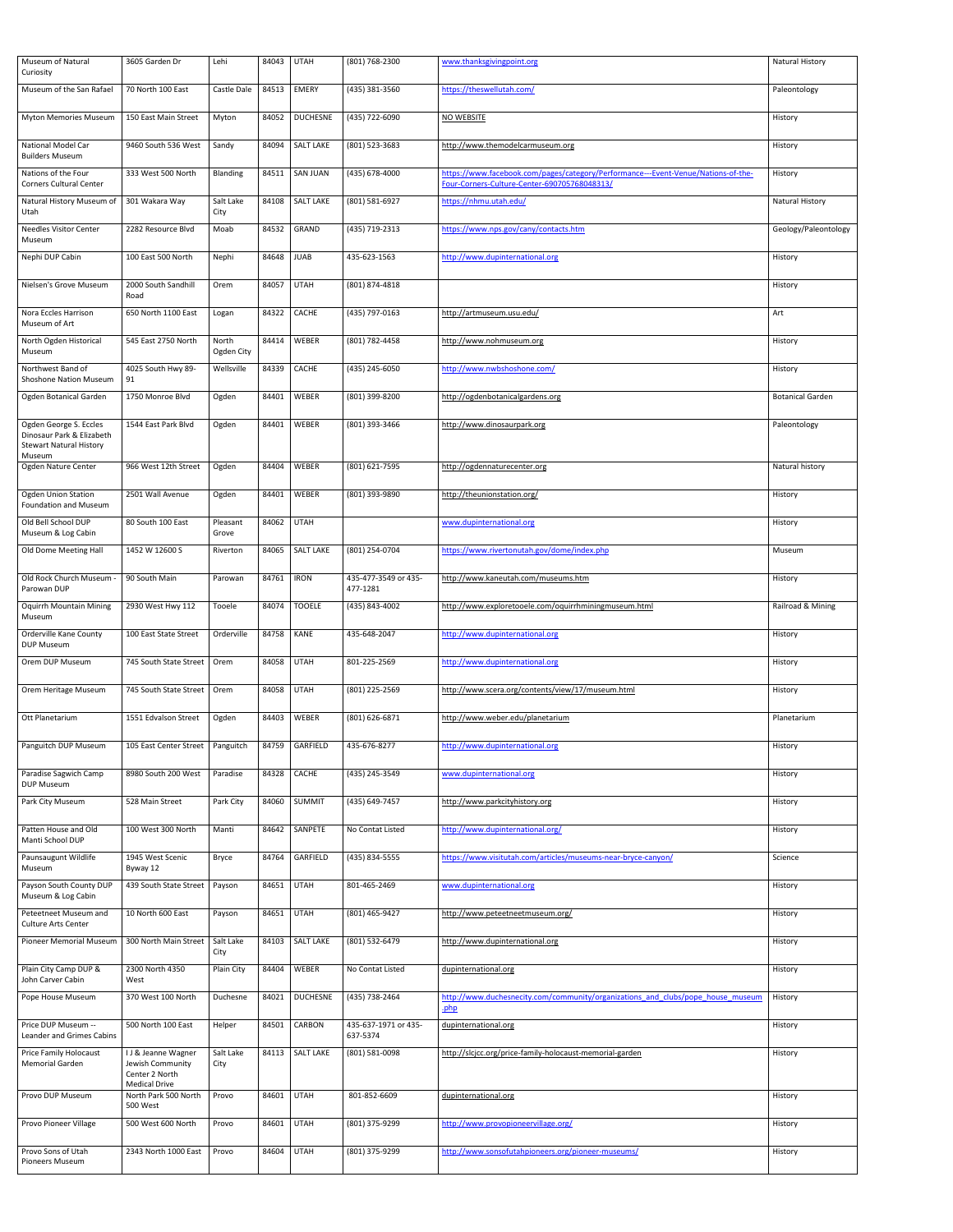| Museum of Natural Curiosity | 3605 Garden Dr | Lehi | 84043 | UTAH | (801) 768-2300 | www.thanksgivingpoint.org | Natural History |
|---|---|---|---|---|---|---|---|
| Museum of the San Rafael | 70 North 100 East | Castle Dale | 84513 | EMERY | (435) 381-3560 | https://theswellutah.com/ | Paleontology |
| Myton Memories Museum | 150 East Main Street | Myton | 84052 | DUCHESNE | (435) 722-6090 | NO WEBSITE | History |
| National Model Car Builders Museum | 9460 South 536 West | Sandy | 84094 | SALT LAKE | (801) 523-3683 | http://www.themodelcarmuseum.org | History |
| Nations of the Four Corners Cultural Center | 333 West 500 North | Blanding | 84511 | SAN JUAN | (435) 678-4000 | https://www.facebook.com/pages/category/Performance---Event-Venue/Nations-of-the-Four-Corners-Culture-Center-690705768048313/ | History |
| Natural History Museum of Utah | 301 Wakara Way | Salt Lake City | 84108 | SALT LAKE | (801) 581-6927 | https://nhmu.utah.edu/ | Natural History |
| Needles Visitor Center Museum | 2282 Resource Blvd | Moab | 84532 | GRAND | (435) 719-2313 | https://www.nps.gov/cany/contacts.htm | Geology/Paleontology |
| Nephi DUP Cabin | 100 East 500 North | Nephi | 84648 | JUAB | 435-623-1563 | http://www.dupinternational.org | History |
| Nielsen's Grove Museum | 2000 South Sandhill Road | Orem | 84057 | UTAH | (801) 874-4818 | | History |
| Nora Eccles Harrison Museum of Art | 650 North 1100 East | Logan | 84322 | CACHE | (435) 797-0163 | http://artmuseum.usu.edu/ | Art |
| North Ogden Historical Museum | 545 East 2750 North | North Ogden City | 84414 | WEBER | (801) 782-4458 | http://www.nohmuseum.org | History |
| Northwest Band of Shoshone Nation Museum | 4025 South Hwy 89-91 | Wellsville | 84339 | CACHE | (435) 245-6050 | http://www.nwbshoshone.com/ | History |
| Ogden Botanical Garden | 1750 Monroe Blvd | Ogden | 84401 | WEBER | (801) 399-8200 | http://ogdenbotanicalgardens.org | Botanical Garden |
| Ogden George S. Eccles Dinosaur Park & Elizabeth Stewart Natural History Museum | 1544 East Park Blvd | Ogden | 84401 | WEBER | (801) 393-3466 | http://www.dinosaurpark.org | Paleontology |
| Ogden Nature Center | 966 West 12th Street | Ogden | 84404 | WEBER | (801) 621-7595 | http://ogdennaturecenter.org | Natural history |
| Ogden Union Station Foundation and Museum | 2501 Wall Avenue | Ogden | 84401 | WEBER | (801) 393-9890 | http://theunionstation.org/ | History |
| Old Bell School DUP Museum & Log Cabin | 80 South 100 East | Pleasant Grove | 84062 | UTAH | | www.dupinternational.org | History |
| Old Dome Meeting Hall | 1452 W 12600 S | Riverton | 84065 | SALT LAKE | (801) 254-0704 | https://www.rivertonutah.gov/dome/index.php | Museum |
| Old Rock Church Museum - Parowan DUP | 90 South Main | Parowan | 84761 | IRON | 435-477-3549 or 435-477-1281 | http://www.kaneutah.com/museums.htm | History |
| Oquirrh Mountain Mining Museum | 2930 West Hwy 112 | Tooele | 84074 | TOOELE | (435) 843-4002 | http://www.exploretooele.com/oquirrhminingmuseum.html | Railroad & Mining |
| Orderville Kane County DUP Museum | 100 East State Street | Orderville | 84758 | KANE | 435-648-2047 | http://www.dupinternational.org | History |
| Orem DUP Museum | 745 South State Street | Orem | 84058 | UTAH | 801-225-2569 | http://www.dupinternational.org | History |
| Orem Heritage Museum | 745 South State Street | Orem | 84058 | UTAH | (801) 225-2569 | http://www.scera.org/contents/view/17/museum.html | History |
| Ott Planetarium | 1551 Edvalson Street | Ogden | 84403 | WEBER | (801) 626-6871 | http://www.weber.edu/planetarium | Planetarium |
| Panguitch DUP Museum | 105 East Center Street | Panguitch | 84759 | GARFIELD | 435-676-8277 | http://www.dupinternational.org | History |
| Paradise Sagwich Camp DUP Museum | 8980 South 200 West | Paradise | 84328 | CACHE | (435) 245-3549 | www.dupinternational.org | History |
| Park City Museum | 528 Main Street | Park City | 84060 | SUMMIT | (435) 649-7457 | http://www.parkcityhistory.org | History |
| Patten House and Old Manti School DUP | 100 West 300 North | Manti | 84642 | SANPETE | No Contat Listed | http://www.dupinternational.org/ | History |
| Paunsaugunt Wildlife Museum | 1945 West Scenic Byway 12 | Bryce | 84764 | GARFIELD | (435) 834-5555 | https://www.visitutah.com/articles/museums-near-bryce-canyon/ | Science |
| Payson South County DUP Museum & Log Cabin | 439 South State Street | Payson | 84651 | UTAH | 801-465-2469 | www.dupinternational.org | History |
| Peteetneet Museum and Culture Arts Center | 10 North 600 East | Payson | 84651 | UTAH | (801) 465-9427 | http://www.peteetneetmuseum.org/ | History |
| Pioneer Memorial Museum | 300 North Main Street | Salt Lake City | 84103 | SALT LAKE | (801) 532-6479 | http://www.dupinternational.org | History |
| Plain City Camp DUP & John Carver Cabin | 2300 North 4350 West | Plain City | 84404 | WEBER | No Contat Listed | dupinternational.org | History |
| Pope House Museum | 370 West 100 North | Duchesne | 84021 | DUCHESNE | (435) 738-2464 | http://www.duchesnecity.com/community/organizations_and_clubs/pope_house_museum.php | History |
| Price DUP Museum -- Leander and Grimes Cabins | 500 North 100 East | Helper | 84501 | CARBON | 435-637-1971 or 435-637-5374 | dupinternational.org | History |
| Price Family Holocaust Memorial Garden | I J & Jeanne Wagner Jewish Community Center 2 North Medical Drive | Salt Lake City | 84113 | SALT LAKE | (801) 581-0098 | http://slcjcc.org/price-family-holocaust-memorial-garden | History |
| Provo DUP Museum | North Park 500 North 500 West | Provo | 84601 | UTAH | 801-852-6609 | dupinternational.org | History |
| Provo Pioneer Village | 500 West 600 North | Provo | 84601 | UTAH | (801) 375-9299 | http://www.provopioneervillage.org/ | History |
| Provo Sons of Utah Pioneers Museum | 2343 North 1000 East | Provo | 84604 | UTAH | (801) 375-9299 | http://www.sonsofutahpioneers.org/pioneer-museums/ | History |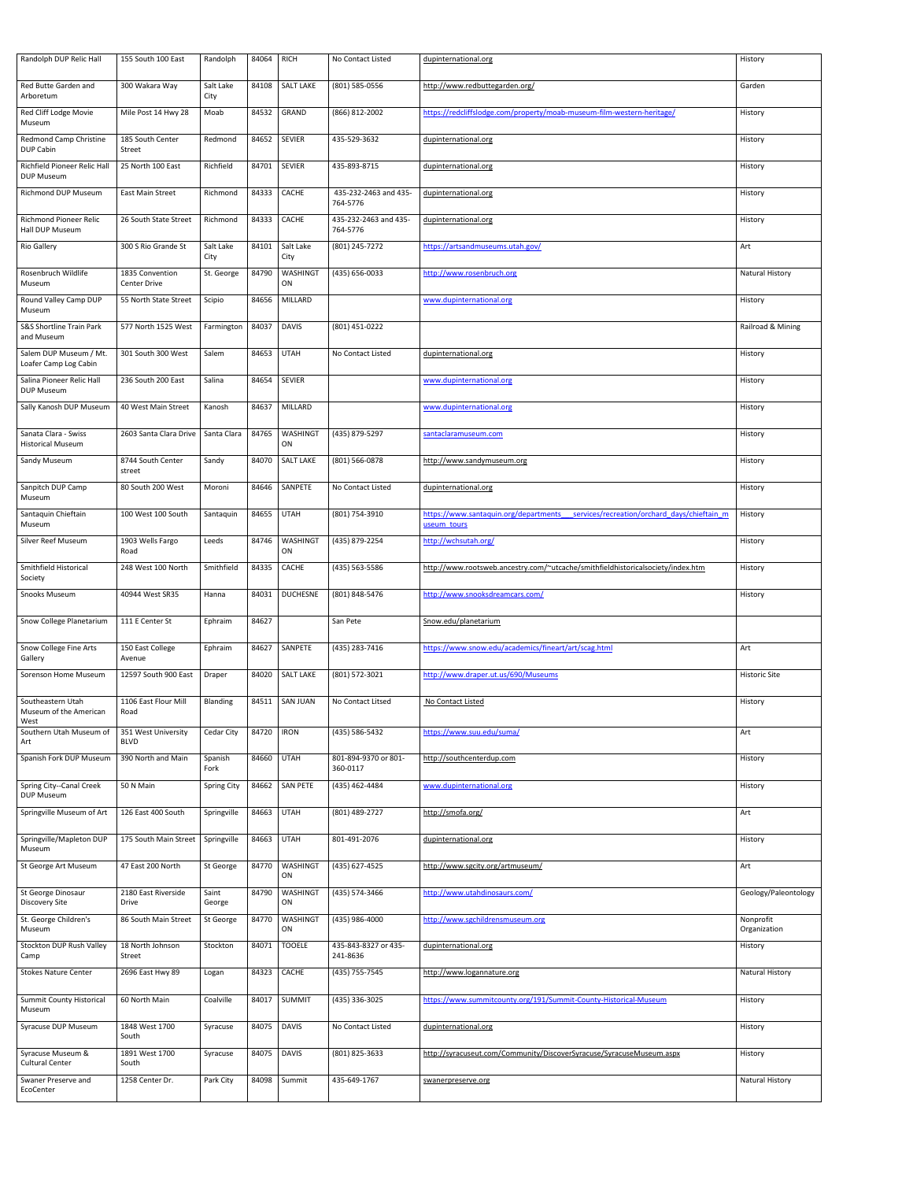| Randolph DUP Relic Hall | 155 South 100 East | Randolph | 84064 | RICH | No Contact Listed | dupinternational.org | History |
|---|---|---|---|---|---|---|---|
| Red Butte Garden and Arboretum | 300 Wakara Way | Salt Lake City | 84108 | SALT LAKE | (801) 585-0556 | http://www.redbuttegarden.org/ | Garden |
| Red Cliff Lodge Movie Museum | Mile Post 14 Hwy 28 | Moab | 84532 | GRAND | (866) 812-2002 | https://redcliffslodge.com/property/moab-museum-film-western-heritage/ | History |
| Redmond Camp Christine DUP Cabin | 185 South Center Street | Redmond | 84652 | SEVIER | 435-529-3632 | dupinternational.org | History |
| Richfield Pioneer Relic Hall DUP Museum | 25 North 100 East | Richfield | 84701 | SEVIER | 435-893-8715 | dupinternational.org | History |
| Richmond DUP Museum | East Main Street | Richmond | 84333 | CACHE | 435-232-2463 and 435-764-5776 | dupinternational.org | History |
| Richmond Pioneer Relic Hall DUP Museum | 26 South State Street | Richmond | 84333 | CACHE | 435-232-2463 and 435-764-5776 | dupinternational.org | History |
| Rio Gallery | 300 S Rio Grande St | Salt Lake City | 84101 | Salt Lake City | (801) 245-7272 | https://artsandmuseums.utah.gov/ | Art |
| Rosenbruch Wildlife Museum | 1835 Convention Center Drive | St. George | 84790 | WASHINGTON | (435) 656-0033 | http://www.rosenbruch.org | Natural History |
| Round Valley Camp DUP Museum | 55 North State Street | Scipio | 84656 | MILLARD | | www.dupinternational.org | History |
| S&S Shortline Train Park and Museum | 577 North 1525 West | Farmington | 84037 | DAVIS | (801) 451-0222 | | Railroad & Mining |
| Salem DUP Museum / Mt. Loafer Camp Log Cabin | 301 South 300 West | Salem | 84653 | UTAH | No Contact Listed | dupinternational.org | History |
| Salina Pioneer Relic Hall DUP Museum | 236 South 200 East | Salina | 84654 | SEVIER | | www.dupinternational.org | History |
| Sally Kanosh DUP Museum | 40 West Main Street | Kanosh | 84637 | MILLARD | | www.dupinternational.org | History |
| Sanata Clara - Swiss Historical Museum | 2603 Santa Clara Drive | Santa Clara | 84765 | WASHINGTON | (435) 879-5297 | santaclaramuseum.com | History |
| Sandy Museum | 8744 South Center street | Sandy | 84070 | SALT LAKE | (801) 566-0878 | http://www.sandymuseum.org | History |
| Sanpitch DUP Camp Museum | 80 South 200 West | Moroni | 84646 | SANPETE | No Contact Listed | dupinternational.org | History |
| Santaquin Chieftain Museum | 100 West 100 South | Santaquin | 84655 | UTAH | (801) 754-3910 | https://www.santaquin.org/departments___services/recreation/orchard_days/chieftain_museum_tours | History |
| Silver Reef Museum | 1903 Wells Fargo Road | Leeds | 84746 | WASHINGTON | (435) 879-2254 | http://wchsutah.org/ | History |
| Smithfield Historical Society | 248 West 100 North | Smithfield | 84335 | CACHE | (435) 563-5586 | http://www.rootsweb.ancestry.com/~utcache/smithfieldhistoricalsociety/index.htm | History |
| Snooks Museum | 40944 West SR35 | Hanna | 84031 | DUCHESNE | (801) 848-5476 | http://www.snooksdreamcars.com/ | History |
| Snow College Planetarium | 111 E Center St | Ephraim | 84627 | | San Pete | Snow.edu/planetarium | |
| Snow College Fine Arts Gallery | 150 East College Avenue | Ephraim | 84627 | SANPETE | (435) 283-7416 | https://www.snow.edu/academics/fineart/art/scag.html | Art |
| Sorenson Home Museum | 12597 South 900 East | Draper | 84020 | SALT LAKE | (801) 572-3021 | http://www.draper.ut.us/690/Museums | Historic Site |
| Southeastern Utah Museum of the American West | 1106 East Flour Mill Road | Blanding | 84511 | SAN JUAN | No Contact Litsed | No Contact Listed | History |
| Southern Utah Museum of Art | 351 West University BLVD | Cedar City | 84720 | IRON | (435) 586-5432 | https://www.suu.edu/suma/ | Art |
| Spanish Fork DUP Museum | 390 North and Main | Spanish Fork | 84660 | UTAH | 801-894-9370 or 801-360-0117 | http://southcenterdup.com | History |
| Spring City--Canal Creek DUP Museum | 50 N Main | Spring City | 84662 | SAN PETE | (435) 462-4484 | www.dupinternational.org | History |
| Springville Museum of Art | 126 East 400 South | Springville | 84663 | UTAH | (801) 489-2727 | http://smofa.org/ | Art |
| Springville/Mapleton DUP Museum | 175 South Main Street | Springville | 84663 | UTAH | 801-491-2076 | dupinternational.org | History |
| St George Art Museum | 47 East 200 North | St George | 84770 | WASHINGTON | (435) 627-4525 | http://www.sgcity.org/artmuseum/ | Art |
| St George Dinosaur Discovery Site | 2180 East Riverside Drive | Saint George | 84790 | WASHINGTON | (435) 574-3466 | http://www.utahdinosaurs.com/ | Geology/Paleontology |
| St. George Children's Museum | 86 South Main Street | St George | 84770 | WASHINGTON | (435) 986-4000 | http://www.sgchildrensmuseum.org | Nonprofit Organization |
| Stockton DUP Rush Valley Camp | 18 North Johnson Street | Stockton | 84071 | TOOELE | 435-843-8327 or 435-241-8636 | dupinternational.org | History |
| Stokes Nature Center | 2696 East Hwy 89 | Logan | 84323 | CACHE | (435) 755-7545 | http://www.logannature.org | Natural History |
| Summit County Historical Museum | 60 North Main | Coalville | 84017 | SUMMIT | (435) 336-3025 | https://www.summitcounty.org/191/Summit-County-Historical-Museum | History |
| Syracuse DUP Museum | 1848 West 1700 South | Syracuse | 84075 | DAVIS | No Contact Listed | dupinternational.org | History |
| Syracuse Museum & Cultural Center | 1891 West 1700 South | Syracuse | 84075 | DAVIS | (801) 825-3633 | http://syracuseut.com/Community/DiscoverSyracuse/SyracuseMuseum.aspx | History |
| Swaner Preserve and EcoCenter | 1258 Center Dr. | Park City | 84098 | Summit | 435-649-1767 | swanerpreserve.org | Natural History |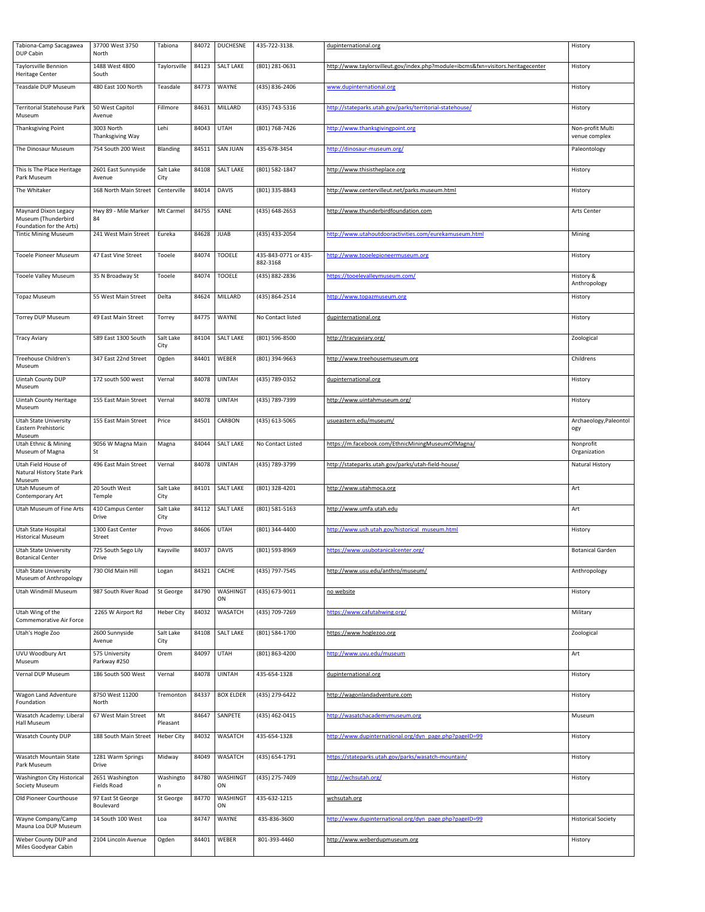| Tabiona-Camp Sacagawea DUP Cabin | 37700 West 3750 North | Tabiona | 84072 | DUCHESNE | 435-722-3138. | dupinternational.org | History |
|---|---|---|---|---|---|---|---|
| Taylorsville Bennion Heritage Center | 1488 West 4800 South | Taylorsville | 84123 | SALT LAKE | (801) 281-0631 | http://www.taylorsvilleut.gov/index.php?module=ibcms&fxn=visitors.heritagecenter | History |
| Teasdale DUP Museum | 480 East 100 North | Teasdale | 84773 | WAYNE | (435) 836-2406 | www.dupinternational.org | History |
| Territorial Statehouse Park Museum | 50 West Capitol Avenue | Fillmore | 84631 | MILLARD | (435) 743-5316 | http://stateparks.utah.gov/parks/territorial-statehouse/ | History |
| Thanksgiving Point | 3003 North Thanksgiving Way | Lehi | 84043 | UTAH | (801) 768-7426 | http://www.thanksgivingpoint.org | Non-profit Multi venue complex |
| The Dinosaur Museum | 754 South 200 West | Blanding | 84511 | SAN JUAN | 435-678-3454 | http://dinosaur-museum.org/ | Paleontology |
| This Is The Place Heritage Park Museum | 2601 East Sunnyside Avenue | Salt Lake City | 84108 | SALT LAKE | (801) 582-1847 | http://www.thisistheplace.org | History |
| The Whitaker | 168 North Main Street | Centerville | 84014 | DAVIS | (801) 335-8843 | http://www.centervilleut.net/parks.museum.html | History |
| Maynard Dixon Legacy Museum (Thunderbird Foundation for the Arts) | Hwy 89 - Mile Marker 84 | Mt Carmel | 84755 | KANE | (435) 648-2653 | http://www.thunderbirdfoundation.com | Arts Center |
| Tintic Mining Museum | 241 West Main Street | Eureka | 84628 | JUAB | (435) 433-2054 | http://www.utahoutdooractivities.com/eurekamuseum.html | Mining |
| Tooele Pioneer Museum | 47 East Vine Street | Tooele | 84074 | TOOELE | 435-843-0771 or 435-882-3168 | http://www.tooelepioneermuseum.org | History |
| Tooele Valley Museum | 35 N Broadway St | Tooele | 84074 | TOOELE | (435) 882-2836 | https://tooelevalleymuseum.com/ | History & Anthropology |
| Topaz Museum | 55 West Main Street | Delta | 84624 | MILLARD | (435) 864-2514 | http://www.topazmuseum.org | History |
| Torrey DUP Museum | 49 East Main Street | Torrey | 84775 | WAYNE | No Contact listed | dupinternational.org | History |
| Tracy Aviary | 589 East 1300 South | Salt Lake City | 84104 | SALT LAKE | (801) 596-8500 | http://tracyaviary.org/ | Zoological |
| Treehouse Children's Museum | 347 East 22nd Street | Ogden | 84401 | WEBER | (801) 394-9663 | http://www.treehousemuseum.org | Childrens |
| Uintah County DUP Museum | 172 south 500 west | Vernal | 84078 | UINTAH | (435) 789-0352 | dupinternational.org | History |
| Uintah County Heritage Museum | 155 East Main Street | Vernal | 84078 | UINTAH | (435) 789-7399 | http://www.uintahmuseum.org/ | History |
| Utah State University Eastern Prehistoric Museum | 155 East Main Street | Price | 84501 | CARBON | (435) 613-5065 | usueastern.edu/museum/ | Archaeology,Paleontology |
| Utah Ethnic & Mining Museum of Magna | 9056 W Magna Main St | Magna | 84044 | SALT LAKE | No Contact Listed | https://m.facebook.com/EthnicMiningMuseumOfMagna/ | Nonprofit Organization |
| Utah Field House of Natural History State Park Museum | 496 East Main Street | Vernal | 84078 | UINTAH | (435) 789-3799 | http://stateparks.utah.gov/parks/utah-field-house/ | Natural History |
| Utah Museum of Contemporary Art | 20 South West Temple | Salt Lake City | 84101 | SALT LAKE | (801) 328-4201 | http://www.utahmoca.org | Art |
| Utah Museum of Fine Arts | 410 Campus Center Drive | Salt Lake City | 84112 | SALT LAKE | (801) 581-5163 | http://www.umfa.utah.edu | Art |
| Utah State Hospital Historical Museum | 1300 East Center Street | Provo | 84606 | UTAH | (801) 344-4400 | http://www.ush.utah.gov/historical_museum.html | History |
| Utah State University Botanical Center | 725 South Sego Lily Drive | Kaysville | 84037 | DAVIS | (801) 593-8969 | https://www.usubotanicalcenter.org/ | Botanical Garden |
| Utah State University Museum of Anthropology | 730 Old Main Hill | Logan | 84321 | CACHE | (435) 797-7545 | http://www.usu.edu/anthro/museum/ | Anthropology |
| Utah Windmill Museum | 987 South River Road | St George | 84790 | WASHINGTON | (435) 673-9011 | no website | History |
| Utah Wing of the Commemorative Air Force | 2265 W Airport Rd | Heber City | 84032 | WASATCH | (435) 709-7269 | https://www.cafutahwing.org/ | Military |
| Utah's Hogle Zoo | 2600 Sunnyside Avenue | Salt Lake City | 84108 | SALT LAKE | (801) 584-1700 | https://www.hoglezoo.org | Zoological |
| UVU Woodbury Art Museum | 575 University Parkway #250 | Orem | 84097 | UTAH | (801) 863-4200 | http://www.uvu.edu/museum | Art |
| Vernal DUP Museum | 186 South 500 West | Vernal | 84078 | UINTAH | 435-654-1328 | dupinternational.org | History |
| Wagon Land Adventure Foundation | 8750 West 11200 North | Tremonton | 84337 | BOX ELDER | (435) 279-6422 | http://wagonlandadventure.com | History |
| Wasatch Academy: Liberal Hall Museum | 67 West Main Street | Mt Pleasant | 84647 | SANPETE | (435) 462-0415 | http://wasatchacademymuseum.org | Museum |
| Wasatch County DUP | 188 South Main Street | Heber City | 84032 | WASATCH | 435-654-1328 | http://www.dupinternational.org/dyn_page.php?pageID=99 | History |
| Wasatch Mountain State Park Museum | 1281 Warm Springs Drive | Midway | 84049 | WASATCH | (435) 654-1791 | https://stateparks.utah.gov/parks/wasatch-mountain/ | History |
| Washington City Historical Society Museum | 2651 Washington Fields Road | Washington | 84780 | WASHINGTON | (435) 275-7409 | http://wchsutah.org/ | History |
| Old Pioneer Courthouse | 97 East St George Boulevard | St George | 84770 | WASHINGTON | 435-632-1215 | wchsutah.org | |
| Wayne Company/Camp Mauna Loa DUP Museum | 14 South 100 West | Loa | 84747 | WAYNE | 435-836-3600 | http://www.dupinternational.org/dyn_page.php?pageID=99 | Historical Society |
| Weber County DUP and Miles Goodyear Cabin | 2104 Lincoln Avenue | Ogden | 84401 | WEBER | 801-393-4460 | http://www.weberdupmuseum.org | History |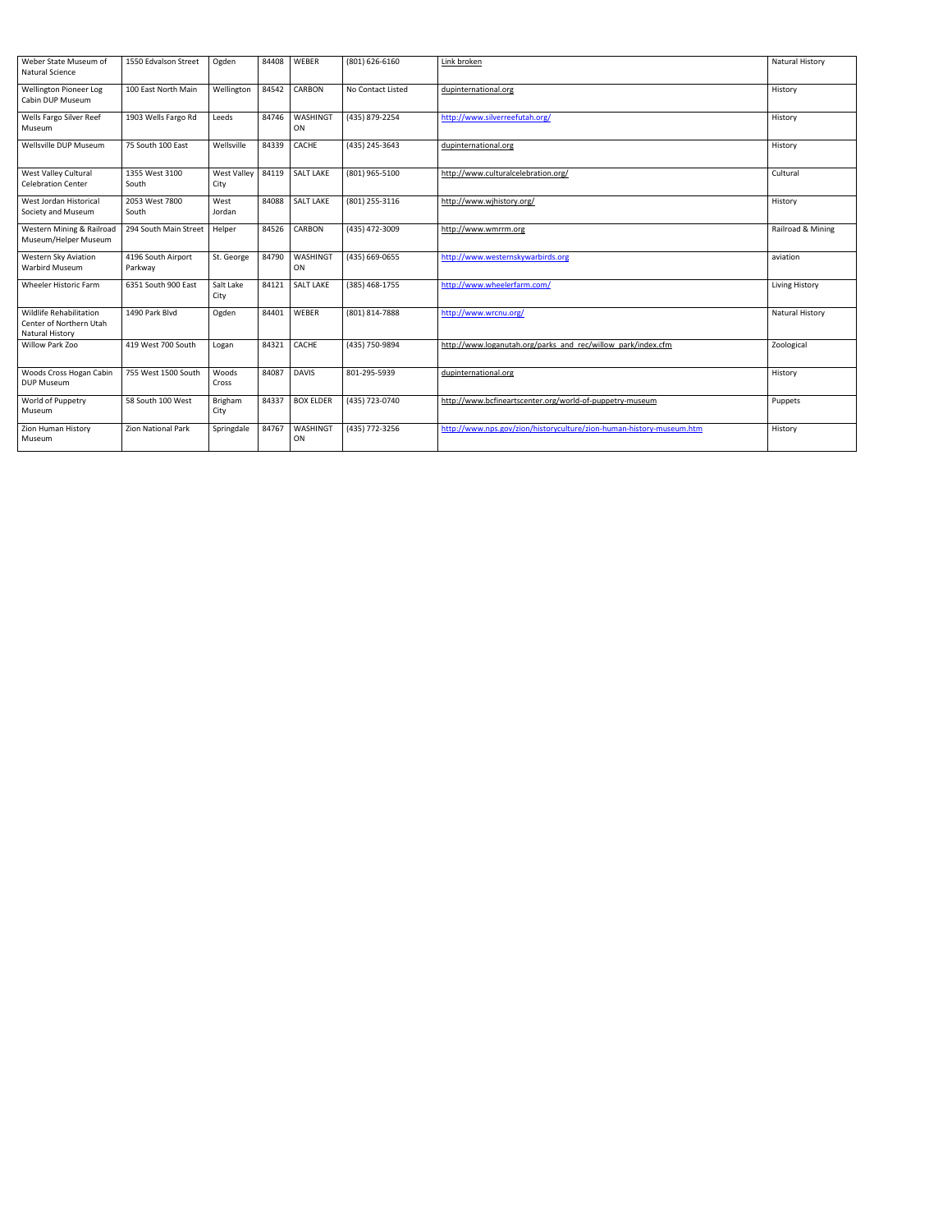| | | | | | | | |
|---|---|---|---|---|---|---|---|
| Weber State Museum of Natural Science | 1550 Edvalson Street | Ogden | 84408 | WEBER | (801) 626-6160 | Link broken | Natural History |
| Wellington Pioneer Log Cabin DUP Museum | 100 East North Main | Wellington | 84542 | CARBON | No Contact Listed | dupinternational.org | History |
| Wells Fargo Silver Reef Museum | 1903 Wells Fargo Rd | Leeds | 84746 | WASHINGTON | (435) 879-2254 | http://www.silverreefutah.org/ | History |
| Wellsville DUP Museum | 75 South 100 East | Wellsville | 84339 | CACHE | (435) 245-3643 | dupinternational.org | History |
| West Valley Cultural Celebration Center | 1355 West 3100 South | West Valley City | 84119 | SALT LAKE | (801) 965-5100 | http://www.culturalcelebration.org/ | Cultural |
| West Jordan Historical Society and Museum | 2053 West 7800 South | West Jordan | 84088 | SALT LAKE | (801) 255-3116 | http://www.wjhistory.org/ | History |
| Western Mining & Railroad Museum/Helper Museum | 294 South Main Street | Helper | 84526 | CARBON | (435) 472-3009 | http://www.wmrrm.org | Railroad & Mining |
| Western Sky Aviation Warbird Museum | 4196 South Airport Parkway | St. George | 84790 | WASHINGTON | (435) 669-0655 | http://www.westernskywarbirds.org | aviation |
| Wheeler Historic Farm | 6351 South 900 East | Salt Lake City | 84121 | SALT LAKE | (385) 468-1755 | http://www.wheelerfarm.com/ | Living History |
| Wildlife Rehabilitation Center of Northern Utah Natural History | 1490 Park Blvd | Ogden | 84401 | WEBER | (801) 814-7888 | http://www.wrcnu.org/ | Natural History |
| Willow Park Zoo | 419 West 700 South | Logan | 84321 | CACHE | (435) 750-9894 | http://www.loganutah.org/parks_and_rec/willow_park/index.cfm | Zoological |
| Woods Cross Hogan Cabin DUP Museum | 755 West 1500 South | Woods Cross | 84087 | DAVIS | 801-295-5939 | dupinternational.org | History |
| World of Puppetry Museum | 58 South 100 West | Brigham City | 84337 | BOX ELDER | (435) 723-0740 | http://www.bcfineartscenter.org/world-of-puppetry-museum | Puppets |
| Zion Human History Museum | Zion National Park | Springdale | 84767 | WASHINGTON | (435) 772-3256 | http://www.nps.gov/zion/historyculture/zion-human-history-museum.htm | History |